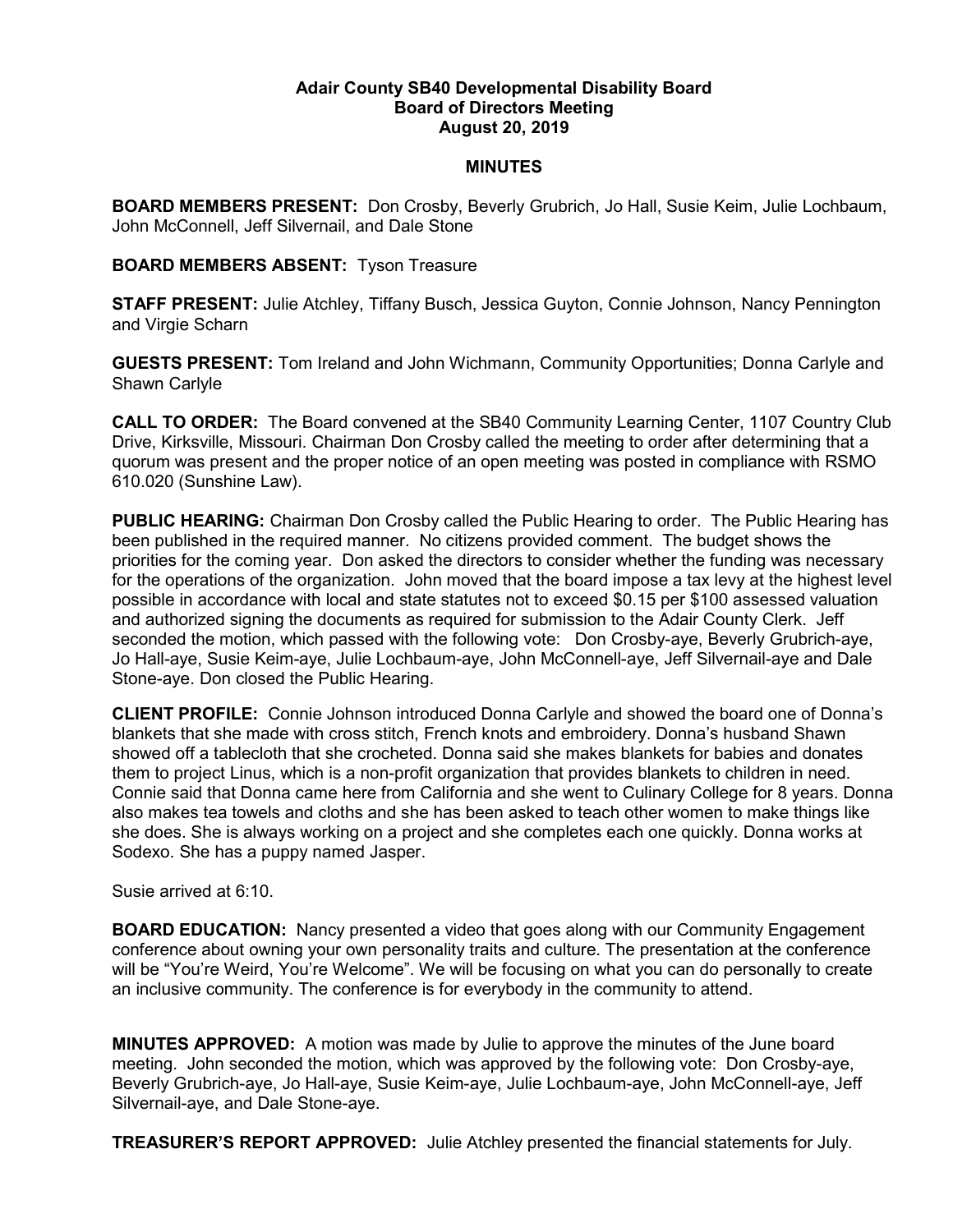# Adair County SB40 Developmental Disability Board
## Board of Directors Meeting
### August 20, 2019

## MINUTES

**BOARD MEMBERS PRESENT:** Don Crosby, Beverly Grubrich, Jo Hall, Susie Keim, Julie Lochbaum, John McConnell, Jeff Silvernail, and Dale Stone

**BOARD MEMBERS ABSENT:** Tyson Treasure

**STAFF PRESENT:** Julie Atchley, Tiffany Busch, Jessica Guyton, Connie Johnson, Nancy Pennington and Virgie Scharn

**GUESTS PRESENT:** Tom Ireland and John Wichmann, Community Opportunities; Donna Carlyle and Shawn Carlyle

**CALL TO ORDER:** The Board convened at the SB40 Community Learning Center, 1107 Country Club Drive, Kirksville, Missouri. Chairman Don Crosby called the meeting to order after determining that a quorum was present and the proper notice of an open meeting was posted in compliance with RSMO 610.020 (Sunshine Law).

**PUBLIC HEARING:** Chairman Don Crosby called the Public Hearing to order. The Public Hearing has been published in the required manner. No citizens provided comment. The budget shows the priorities for the coming year. Don asked the directors to consider whether the funding was necessary for the operations of the organization. John moved that the board impose a tax levy at the highest level possible in accordance with local and state statutes not to exceed $0.15 per $100 assessed valuation and authorized signing the documents as required for submission to the Adair County Clerk. Jeff seconded the motion, which passed with the following vote: Don Crosby-aye, Beverly Grubrich-aye, Jo Hall-aye, Susie Keim-aye, Julie Lochbaum-aye, John McConnell-aye, Jeff Silvernail-aye and Dale Stone-aye. Don closed the Public Hearing.

**CLIENT PROFILE:** Connie Johnson introduced Donna Carlyle and showed the board one of Donna's blankets that she made with cross stitch, French knots and embroidery. Donna's husband Shawn showed off a tablecloth that she crocheted. Donna said she makes blankets for babies and donates them to project Linus, which is a non-profit organization that provides blankets to children in need. Connie said that Donna came here from California and she went to Culinary College for 8 years. Donna also makes tea towels and cloths and she has been asked to teach other women to make things like she does. She is always working on a project and she completes each one quickly. Donna works at Sodexo. She has a puppy named Jasper.

Susie arrived at 6:10.

**BOARD EDUCATION:** Nancy presented a video that goes along with our Community Engagement conference about owning your own personality traits and culture. The presentation at the conference will be "You're Weird, You're Welcome". We will be focusing on what you can do personally to create an inclusive community. The conference is for everybody in the community to attend.

**MINUTES APPROVED:** A motion was made by Julie to approve the minutes of the June board meeting. John seconded the motion, which was approved by the following vote: Don Crosby-aye, Beverly Grubrich-aye, Jo Hall-aye, Susie Keim-aye, Julie Lochbaum-aye, John McConnell-aye, Jeff Silvernail-aye, and Dale Stone-aye.

**TREASURER'S REPORT APPROVED:** Julie Atchley presented the financial statements for July.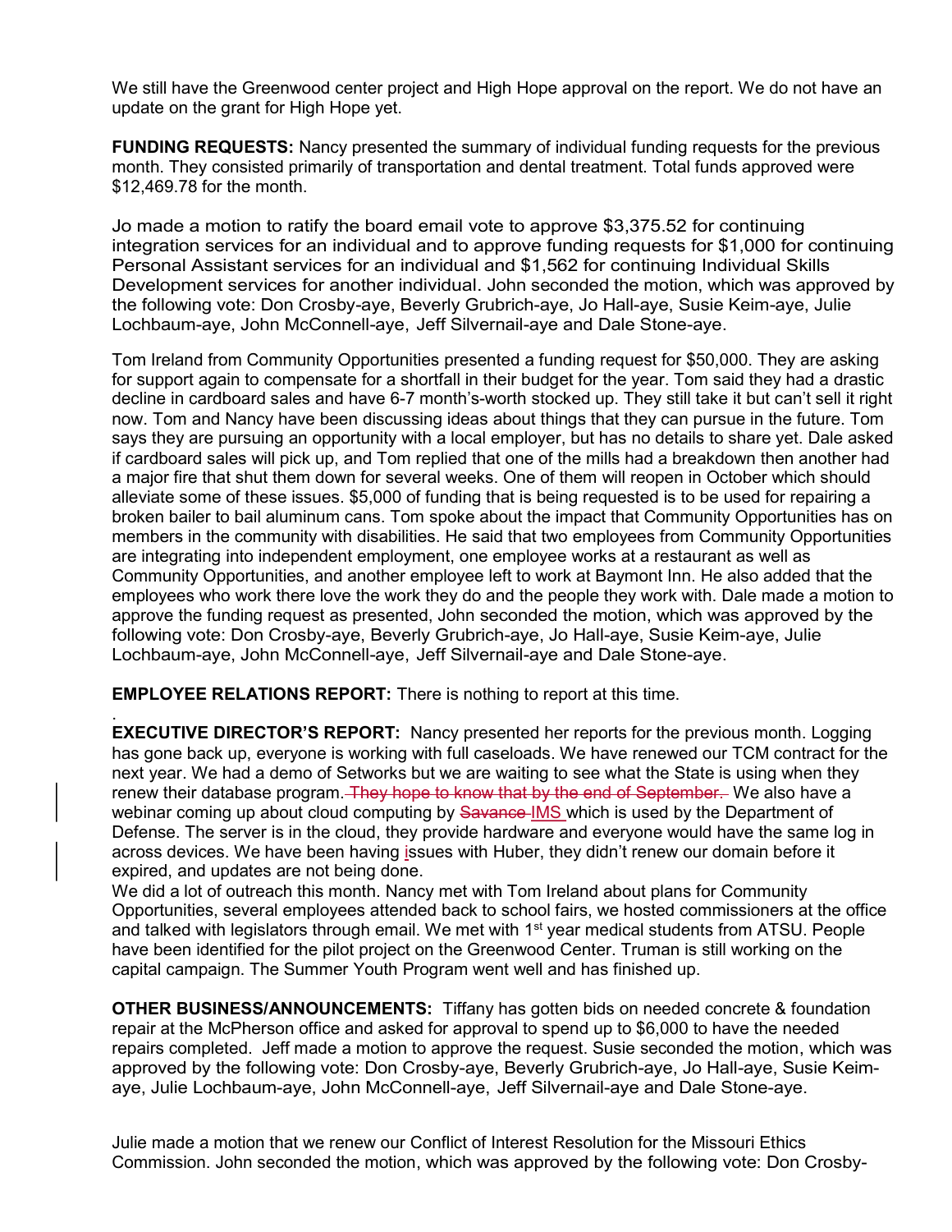We still have the Greenwood center project and High Hope approval on the report. We do not have an update on the grant for High Hope yet.

**FUNDING REQUESTS:** Nancy presented the summary of individual funding requests for the previous month. They consisted primarily of transportation and dental treatment. Total funds approved were $12,469.78 for the month.

Jo made a motion to ratify the board email vote to approve $3,375.52 for continuing integration services for an individual and to approve funding requests for $1,000 for continuing Personal Assistant services for an individual and $1,562 for continuing Individual Skills Development services for another individual. John seconded the motion, which was approved by the following vote: Don Crosby-aye, Beverly Grubrich-aye, Jo Hall-aye, Susie Keim-aye, Julie Lochbaum-aye, John McConnell-aye, Jeff Silvernail-aye and Dale Stone-aye.

Tom Ireland from Community Opportunities presented a funding request for $50,000. They are asking for support again to compensate for a shortfall in their budget for the year. Tom said they had a drastic decline in cardboard sales and have 6-7 month's-worth stocked up. They still take it but can't sell it right now. Tom and Nancy have been discussing ideas about things that they can pursue in the future. Tom says they are pursuing an opportunity with a local employer, but has no details to share yet. Dale asked if cardboard sales will pick up, and Tom replied that one of the mills had a breakdown then another had a major fire that shut them down for several weeks. One of them will reopen in October which should alleviate some of these issues. $5,000 of funding that is being requested is to be used for repairing a broken bailer to bail aluminum cans. Tom spoke about the impact that Community Opportunities has on members in the community with disabilities. He said that two employees from Community Opportunities are integrating into independent employment, one employee works at a restaurant as well as Community Opportunities, and another employee left to work at Baymont Inn. He also added that the employees who work there love the work they do and the people they work with. Dale made a motion to approve the funding request as presented, John seconded the motion, which was approved by the following vote: Don Crosby-aye, Beverly Grubrich-aye, Jo Hall-aye, Susie Keim-aye, Julie Lochbaum-aye, John McConnell-aye, Jeff Silvernail-aye and Dale Stone-aye.

**EMPLOYEE RELATIONS REPORT:** There is nothing to report at this time.

.

**EXECUTIVE DIRECTOR'S REPORT:** Nancy presented her reports for the previous month. Logging has gone back up, everyone is working with full caseloads. We have renewed our TCM contract for the next year. We had a demo of Setworks but we are waiting to see what the State is using when they renew their database program. ~~They hope to know that by the end of September.~~ We also have a webinar coming up about cloud computing by ~~Savance~~ IMS which is used by the Department of Defense. The server is in the cloud, they provide hardware and everyone would have the same log in across devices. We have been having issues with Huber, they didn't renew our domain before it expired, and updates are not being done.

We did a lot of outreach this month. Nancy met with Tom Ireland about plans for Community Opportunities, several employees attended back to school fairs, we hosted commissioners at the office and talked with legislators through email. We met with 1st year medical students from ATSU. People have been identified for the pilot project on the Greenwood Center. Truman is still working on the capital campaign. The Summer Youth Program went well and has finished up.

**OTHER BUSINESS/ANNOUNCEMENTS:** Tiffany has gotten bids on needed concrete & foundation repair at the McPherson office and asked for approval to spend up to $6,000 to have the needed repairs completed. Jeff made a motion to approve the request. Susie seconded the motion, which was approved by the following vote: Don Crosby-aye, Beverly Grubrich-aye, Jo Hall-aye, Susie Keim-aye, Julie Lochbaum-aye, John McConnell-aye, Jeff Silvernail-aye and Dale Stone-aye.

Julie made a motion that we renew our Conflict of Interest Resolution for the Missouri Ethics Commission. John seconded the motion, which was approved by the following vote: Don Crosby-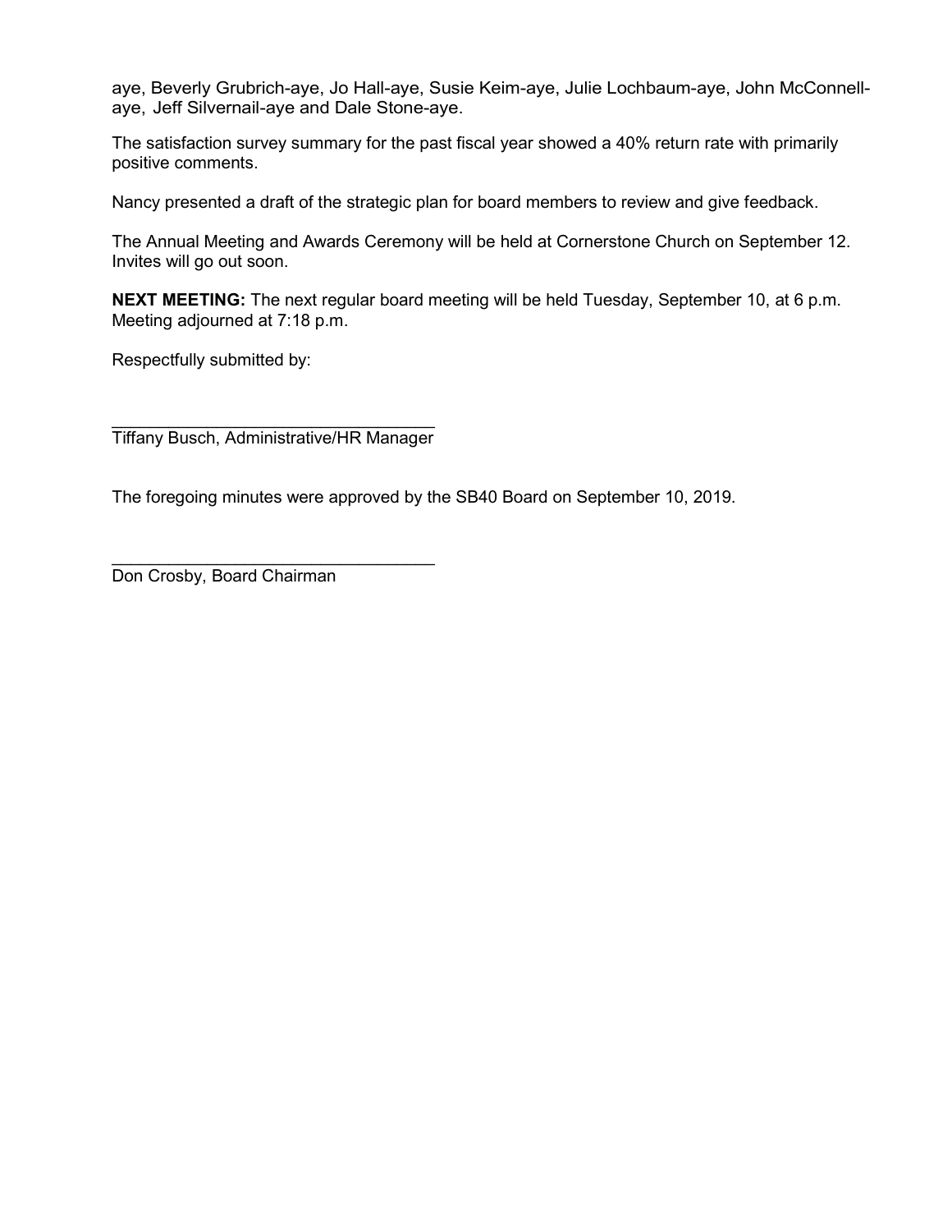aye, Beverly Grubrich-aye, Jo Hall-aye, Susie Keim-aye, Julie Lochbaum-aye, John McConnell-aye, Jeff Silvernail-aye and Dale Stone-aye.

The satisfaction survey summary for the past fiscal year showed a 40% return rate with primarily positive comments.

Nancy presented a draft of the strategic plan for board members to review and give feedback.

The Annual Meeting and Awards Ceremony will be held at Cornerstone Church on September 12. Invites will go out soon.

**NEXT MEETING:** The next regular board meeting will be held Tuesday, September 10, at 6 p.m. Meeting adjourned at 7:18 p.m.

Respectfully submitted by:

\_\_\_\_\_\_\_\_\_\_\_\_\_\_\_\_\_\_\_\_\_\_\_\_\_\_\_\_\_\_\_\_\_\_\_
Tiffany Busch, Administrative/HR Manager

The foregoing minutes were approved by the SB40 Board on September 10, 2019.

\_\_\_\_\_\_\_\_\_\_\_\_\_\_\_\_\_\_\_\_\_\_\_\_\_\_\_\_\_\_\_\_\_\_\_
Don Crosby, Board Chairman